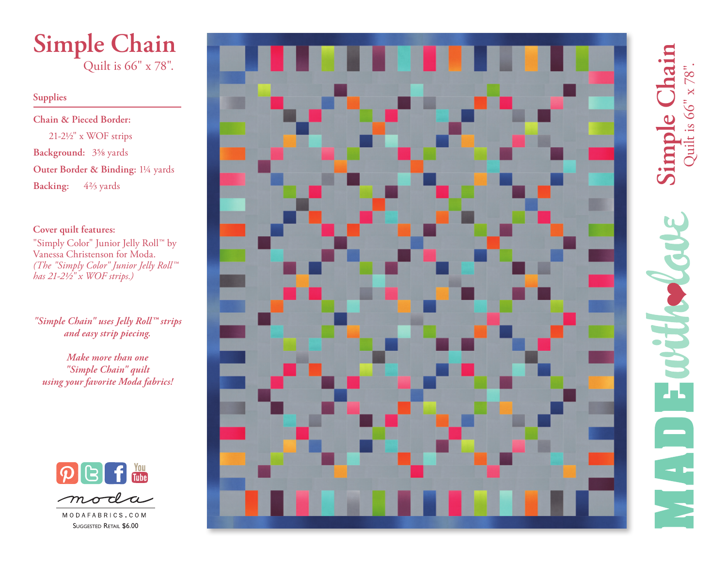# Simple Chain

Quilt is 66" x 78".

## Supplies

**Chain & Pieced Border:**

21-2½" x WOF strips

**Background:** 3⅜ yards

**Outer Border & Binding:** 1¼ yards

**Backing:** 4⅔ yards

**Cover quilt features:**

"Simply Color" Junior Jelly Roll™ by Vanessa Christenson for Moda.

*(The "Simply Color" Junior Jelly Roll™ has 21-2½" x WOF strips.)*

*"Simple Chain" uses Jelly Roll™ strips and easy strip piecing.*

*Make more than one "Simple Chain" quilt using your favorite Moda fabrics!*

moda

MODAFABRICS.COM

Suggested Retail $6.00

Simple Chain

Quilt is 66" x 78".

MADE with love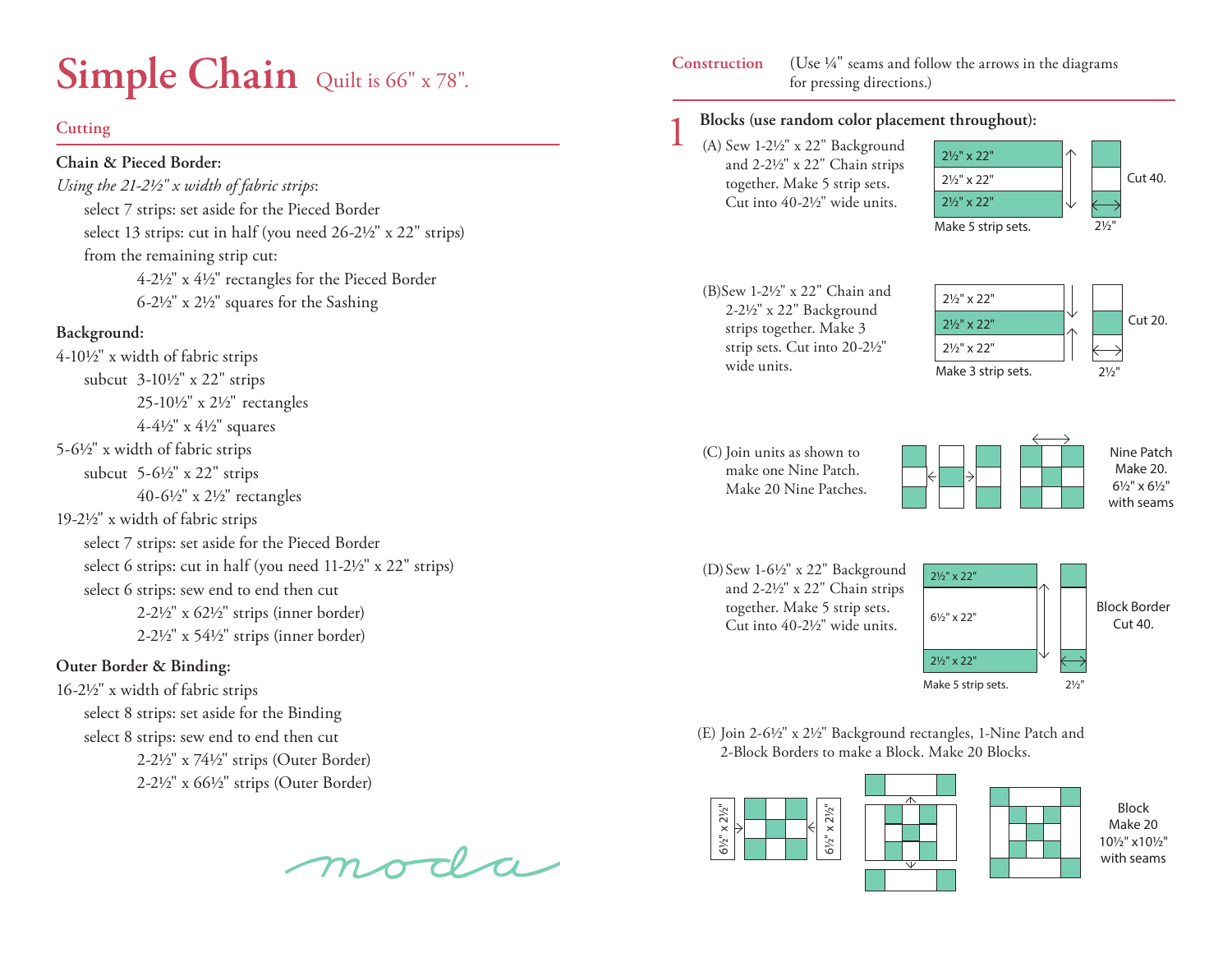# Simple Chain

Quilt is 66" x 78".

## Cutting

**Chain & Pieced Border:**

*Using the 21-2½" x width of fabric strips*:

- select 7 strips: set aside for the Pieced Border
- select 13 strips: cut in half (you need 26-2½" x 22" strips)
- from the remaining strip cut:
  - 4-2½" x 4½" rectangles for the Pieced Border
  - 6-2½" x 2½" squares for the Sashing

**Background:**

4-10½" x width of fabric strips

- subcut 3-10½" x 22" strips
  - 25-10½" x 2½" rectangles
  - 4-4½" x 4½" squares

5-6½" x width of fabric strips

- subcut 5-6½" x 22" strips
  - 40-6½" x 2½" rectangles

19-2½" x width of fabric strips

- select 7 strips: set aside for the Pieced Border
- select 6 strips: cut in half (you need 11-2½" x 22" strips)
- select 6 strips: sew end to end then cut
  - 2-2½" x 62½" strips (inner border)
  - 2-2½" x 54½" strips (inner border)

**Outer Border & Binding:**

16-2½" x width of fabric strips

- select 8 strips: set aside for the Binding
- select 8 strips: sew end to end then cut
  - 2-2½" x 74½" strips (Outer Border)
  - 2-2½" x 66½" strips (Outer Border)

moda

## Construction

(Use ¼" seams and follow the arrows in the diagrams for pressing directions.)

### 1 Blocks (use random color placement throughout):

(A) Sew 1-2½" x 22" Background and 2-2½" x 22" Chain strips together. Make 5 strip sets. Cut into 40-2½" wide units.

2½" x 22" / 2½" x 22" / 2½" x 22"
Make 5 strip sets. Cut 40. 2½"

(B) Sew 1-2½" x 22" Chain and 2-2½" x 22" Background strips together. Make 3 strip sets. Cut into 20-2½" wide units.

2½" x 22" / 2½" x 22" / 2½" x 22"
Make 3 strip sets. Cut 20. 2½"

(C) Join units as shown to make one Nine Patch. Make 20 Nine Patches.

Nine Patch
Make 20.
6½" x 6½"
with seams

(D) Sew 1-6½" x 22" Background and 2-2½" x 22" Chain strips together. Make 5 strip sets. Cut into 40-2½" wide units.

2½" x 22" / 6½" x 22" / 2½" x 22"
Make 5 strip sets. 2½"

Block Border
Cut 40.

(E) Join 2-6½" x 2½" Background rectangles, 1-Nine Patch and 2-Block Borders to make a Block. Make 20 Blocks.

6½" x 2½" 6½" x 2½"

Block
Make 20
10½" x10½"
with seams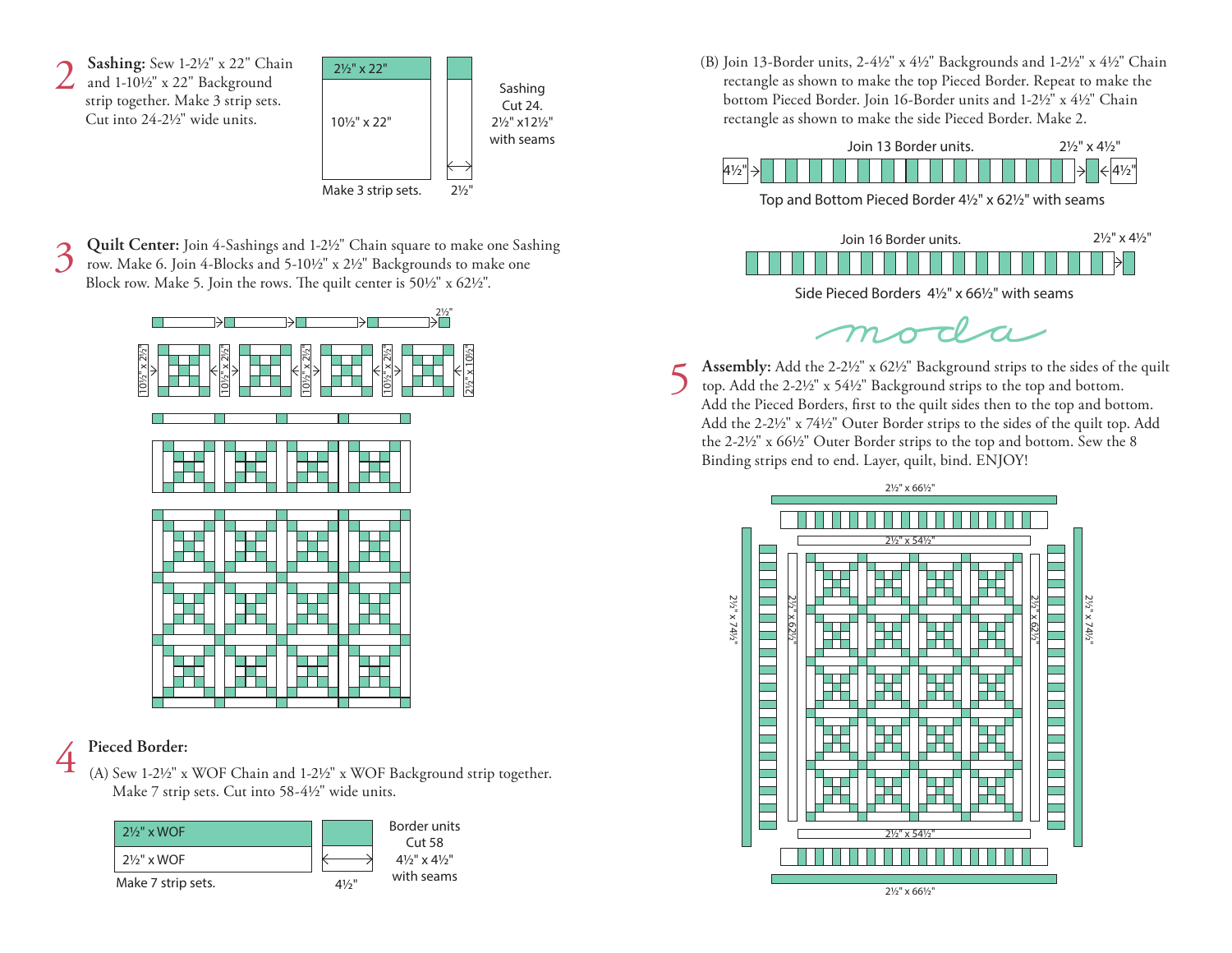## 2 Sashing:

**Sashing:** Sew 1-2½" x 22" Chain and 1-10½" x 22" Background strip together. Make 3 strip sets. Cut into 24-2½" wide units.

2½" x 22"

10½" x 22"

Make 3 strip sets.

2½"

Sashing
Cut 24.
2½" x12½"
with seams

## 3 Quilt Center:

**Quilt Center:** Join 4-Sashings and 1-2½" Chain square to make one Sashing row. Make 6. Join 4-Blocks and 5-10½" x 2½" Backgrounds to make one Block row. Make 5. Join the rows. The quilt center is 50½" x 62½".

2½"

10½" x 2½"

2½" x 10½"

## 4 Pieced Border:

(A) Sew 1-2½" x WOF Chain and 1-2½" x WOF Background strip together. Make 7 strip sets. Cut into 58-4½" wide units.

2½" x WOF

2½" x WOF

Make 7 strip sets.

4½"

Border units
Cut 58
4½" x 4½"
with seams

(B) Join 13-Border units, 2-4½" x 4½" Backgrounds and 1-2½" x 4½" Chain rectangle as shown to make the top Pieced Border. Repeat to make the bottom Pieced Border. Join 16-Border units and 1-2½" x 4½" Chain rectangle as shown to make the side Pieced Border. Make 2.

Join 13 Border units.

2½" x 4½"

4½"

4½"

Top and Bottom Pieced Border 4½" x 62½" with seams

Join 16 Border units.

2½" x 4½"

Side Pieced Borders 4½" x 66½" with seams

moda

## 5 Assembly:

**Assembly:** Add the 2-2½" x 62½" Background strips to the sides of the quilt top. Add the 2-2½" x 54½" Background strips to the top and bottom. Add the Pieced Borders, first to the quilt sides then to the top and bottom. Add the 2-2½" x 74½" Outer Border strips to the sides of the quilt top. Add the 2-2½" x 66½" Outer Border strips to the top and bottom. Sew the 8 Binding strips end to end. Layer, quilt, bind. ENJOY!

2½" x 66½"

2½" x 54½"

2½" x 74½"

2½" x 62½"

2½" x 62½"

2½" x 74½"

2½" x 54½"

2½" x 66½"